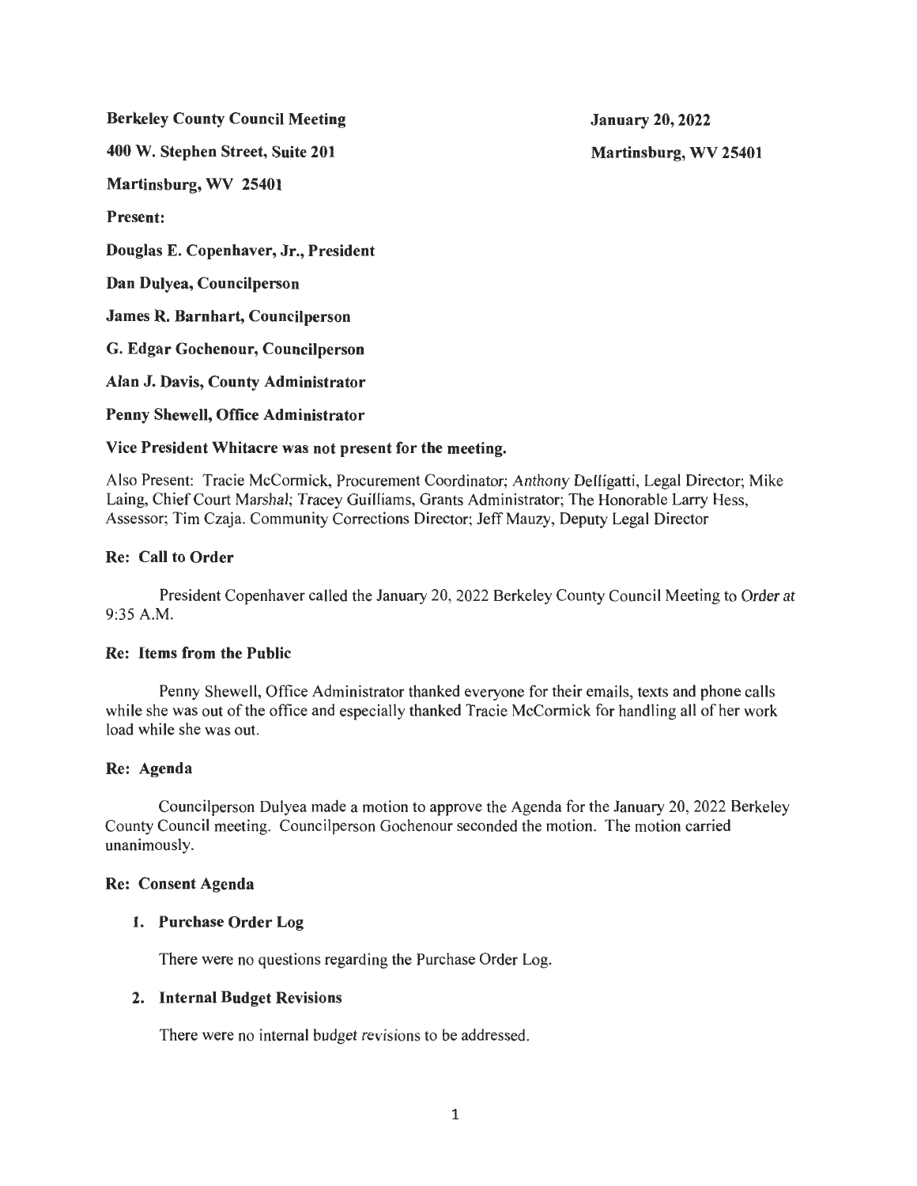**Berkeley County Council Meeting** **January 20, 2022**

**400 W. Stephen Street, Suite 201** **Martinsburg, WV 25401**

**Martinsburg, WV 25401**

**Present:**

**Douglas E. Copenhaver, Jr., President**

**Dan Dulyea, Councilperson**

**James R. Barnhart, Councilperson**

**G. Edgar Gochenour, Councilperson**

**Alan J. Davis, County Administrator**

**Penny Shewell, Office Administrator**

**Vice President Whitacre was not present for the meeting.**

Also Present: Tracie McCormick, Procurement Coordinator; Anthony Delligatti, Legal Director; Mike Laing, Chief Court Marshal; Tracey Guilliams, Grants Administrator; The Honorable Larry Hess, Assessor; Tim Czaja. Community Corrections Director; Jeff Mauzy, Deputy Legal Director

**Re: Call to Order**

President Copenhaver called the January 20, 2022 Berkeley County Council Meeting to Order at 9:35 A.M.

**Re: Items from the Public**

Penny Shewell, Office Administrator thanked everyone for their emails, texts and phone calls while she was out of the office and especially thanked Tracie McCormick for handling all of her work load while she was out.

**Re: Agenda**

Councilperson Dulyea made a motion to approve the Agenda for the January 20, 2022 Berkeley County Council meeting. Councilperson Gochenour seconded the motion. The motion carried unanimously.

**Re: Consent Agenda**

1. **Purchase Order Log**

   There were no questions regarding the Purchase Order Log.

2. **Internal Budget Revisions**

   There were no internal budget revisions to be addressed.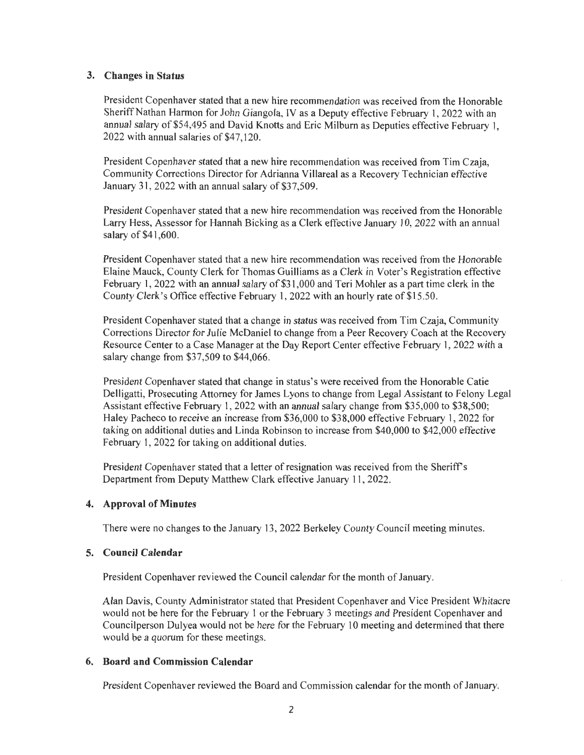### 3. Changes in Status

President Copenhaver stated that a new hire recommendation was received from the Honorable Sheriff Nathan Harmon for John Giangola, IV as a Deputy effective February 1, 2022 with an annual salary of $54,495 and David Knotts and Eric Milburn as Deputies effective February 1, 2022 with annual salaries of $47,120.

President Copenhaver stated that a new hire recommendation was received from Tim Czaja, Community Corrections Director for Adrianna Villareal as a Recovery Technician effective January 31, 2022 with an annual salary of $37,509.

President Copenhaver stated that a new hire recommendation was received from the Honorable Larry Hess, Assessor for Hannah Bicking as a Clerk effective January 10, 2022 with an annual salary of $41,600.

President Copenhaver stated that a new hire recommendation was received from the Honorable Elaine Mauck, County Clerk for Thomas Guilliams as a Clerk in Voter's Registration effective February 1, 2022 with an annual salary of $31,000 and Teri Mohler as a part time clerk in the County Clerk's Office effective February 1, 2022 with an hourly rate of $15.50.

President Copenhaver stated that a change in status was received from Tim Czaja, Community Corrections Director for Julie McDaniel to change from a Peer Recovery Coach at the Recovery Resource Center to a Case Manager at the Day Report Center effective February 1, 2022 with a salary change from $37,509 to $44,066.

President Copenhaver stated that change in status's were received from the Honorable Catie Delligatti, Prosecuting Attorney for James Lyons to change from Legal Assistant to Felony Legal Assistant effective February 1, 2022 with an annual salary change from $35,000 to $38,500; Haley Pacheco to receive an increase from $36,000 to $38,000 effective February 1, 2022 for taking on additional duties and Linda Robinson to increase from $40,000 to $42,000 effective February 1, 2022 for taking on additional duties.

President Copenhaver stated that a letter of resignation was received from the Sheriff's Department from Deputy Matthew Clark effective January 11, 2022.

### 4. Approval of Minutes

There were no changes to the January 13, 2022 Berkeley County Council meeting minutes.

### 5. Council Calendar

President Copenhaver reviewed the Council calendar for the month of January.

Alan Davis, County Administrator stated that President Copenhaver and Vice President Whitacre would not be here for the February 1 or the February 3 meetings and President Copenhaver and Councilperson Dulyea would not be here for the February 10 meeting and determined that there would be a quorum for these meetings.

### 6. Board and Commission Calendar

President Copenhaver reviewed the Board and Commission calendar for the month of January.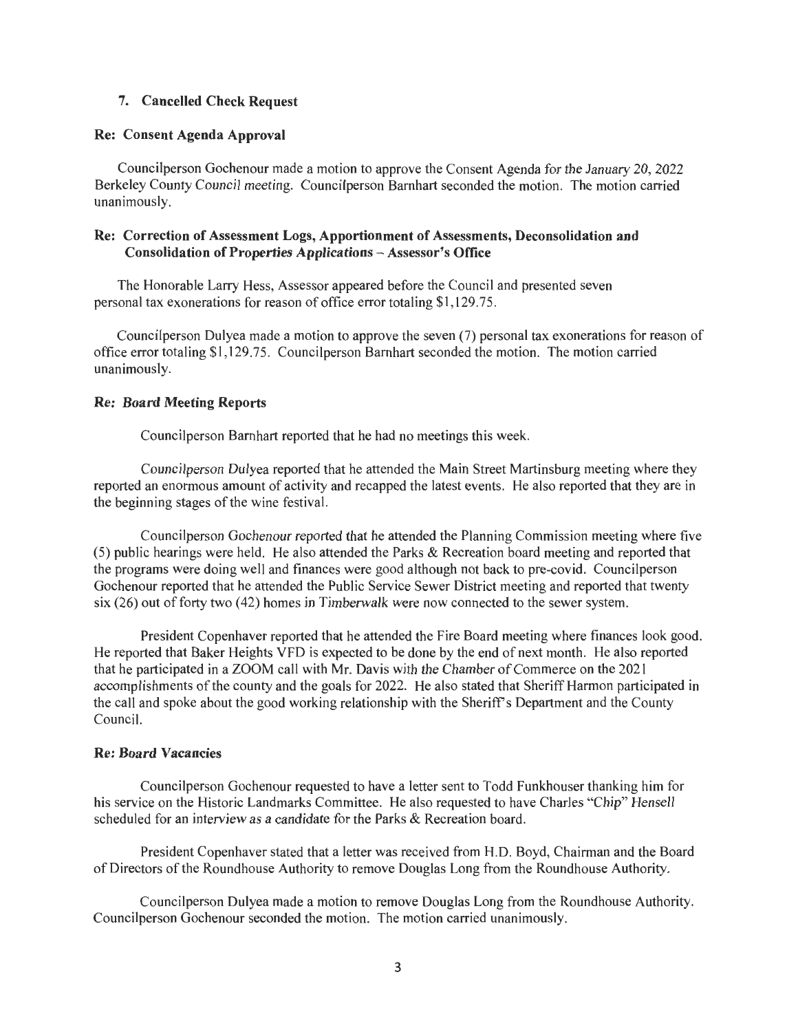**7. Cancelled Check Request**

**Re: Consent Agenda Approval**

Councilperson Gochenour made a motion to approve the Consent Agenda for the January 20, 2022 Berkeley County Council meeting. Councilperson Barnhart seconded the motion. The motion carried unanimously.

**Re: Correction of Assessment Logs, Apportionment of Assessments, Deconsolidation and Consolidation of Properties Applications – Assessor's Office**

The Honorable Larry Hess, Assessor appeared before the Council and presented seven personal tax exonerations for reason of office error totaling $1,129.75.

Councilperson Dulyea made a motion to approve the seven (7) personal tax exonerations for reason of office error totaling $1,129.75. Councilperson Barnhart seconded the motion. The motion carried unanimously.

**Re: Board Meeting Reports**

Councilperson Barnhart reported that he had no meetings this week.

Councilperson Dulyea reported that he attended the Main Street Martinsburg meeting where they reported an enormous amount of activity and recapped the latest events. He also reported that they are in the beginning stages of the wine festival.

Councilperson Gochenour reported that he attended the Planning Commission meeting where five (5) public hearings were held. He also attended the Parks & Recreation board meeting and reported that the programs were doing well and finances were good although not back to pre-covid. Councilperson Gochenour reported that he attended the Public Service Sewer District meeting and reported that twenty six (26) out of forty two (42) homes in Timberwalk were now connected to the sewer system.

President Copenhaver reported that he attended the Fire Board meeting where finances look good. He reported that Baker Heights VFD is expected to be done by the end of next month. He also reported that he participated in a ZOOM call with Mr. Davis with the Chamber of Commerce on the 2021 accomplishments of the county and the goals for 2022. He also stated that Sheriff Harmon participated in the call and spoke about the good working relationship with the Sheriff's Department and the County Council.

**Re: Board Vacancies**

Councilperson Gochenour requested to have a letter sent to Todd Funkhouser thanking him for his service on the Historic Landmarks Committee. He also requested to have Charles "Chip" Hensell scheduled for an interview as a candidate for the Parks & Recreation board.

President Copenhaver stated that a letter was received from H.D. Boyd, Chairman and the Board of Directors of the Roundhouse Authority to remove Douglas Long from the Roundhouse Authority.

Councilperson Dulyea made a motion to remove Douglas Long from the Roundhouse Authority. Councilperson Gochenour seconded the motion. The motion carried unanimously.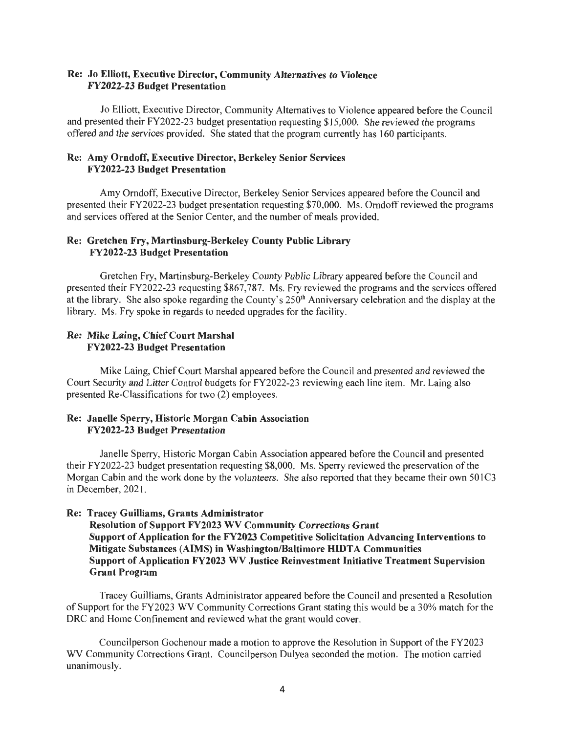**Re: Jo Elliott, Executive Director, Community *Alternatives to Violence***
**FY2022-23 Budget Presentation**

Jo Elliott, Executive Director, Community Alternatives to Violence appeared before the Council and presented their FY2022-23 budget presentation requesting $15,000. She reviewed the programs offered and the services provided. She stated that the program currently has 160 participants.

**Re: Amy Orndoff, Executive Director, Berkeley Senior Services**
**FY2022-23 Budget Presentation**

Amy Orndoff, Executive Director, Berkeley Senior Services appeared before the Council and presented their FY2022-23 budget presentation requesting $70,000. Ms. Orndoff reviewed the programs and services offered at the Senior Center, and the number of meals provided.

**Re: Gretchen Fry, Martinsburg-Berkeley County Public Library**
**FY2022-23 Budget Presentation**

Gretchen Fry, Martinsburg-Berkeley County Public Library appeared before the Council and presented their FY2022-23 requesting $867,787. Ms. Fry reviewed the programs and the services offered at the library. She also spoke regarding the County's 250th Anniversary celebration and the display at the library. Ms. Fry spoke in regards to needed upgrades for the facility.

**Re: Mike Laing, Chief Court Marshal**
**FY2022-23 Budget Presentation**

Mike Laing, Chief Court Marshal appeared before the Council and presented and reviewed the Court Security and Litter Control budgets for FY2022-23 reviewing each line item. Mr. Laing also presented Re-Classifications for two (2) employees.

**Re: Janelle Sperry, Historic Morgan Cabin Association**
**FY2022-23 Budget Presentation**

Janelle Sperry, Historic Morgan Cabin Association appeared before the Council and presented their FY2022-23 budget presentation requesting $8,000. Ms. Sperry reviewed the preservation of the Morgan Cabin and the work done by the volunteers. She also reported that they became their own 501C3 in December, 2021.

**Re: Tracey Guilliams, Grants Administrator**
**Resolution of Support FY2023 WV Community Corrections Grant**
**Support of Application for the FY2023 Competitive Solicitation Advancing Interventions to Mitigate Substances (AIMS) in Washington/Baltimore HIDTA Communities**
**Support of Application FY2023 WV Justice Reinvestment Initiative Treatment Supervision Grant Program**

Tracey Guilliams, Grants Administrator appeared before the Council and presented a Resolution of Support for the FY2023 WV Community Corrections Grant stating this would be a 30% match for the DRC and Home Confinement and reviewed what the grant would cover.

Councilperson Gochenour made a motion to approve the Resolution in Support of the FY2023 WV Community Corrections Grant. Councilperson Dulyea seconded the motion. The motion carried unanimously.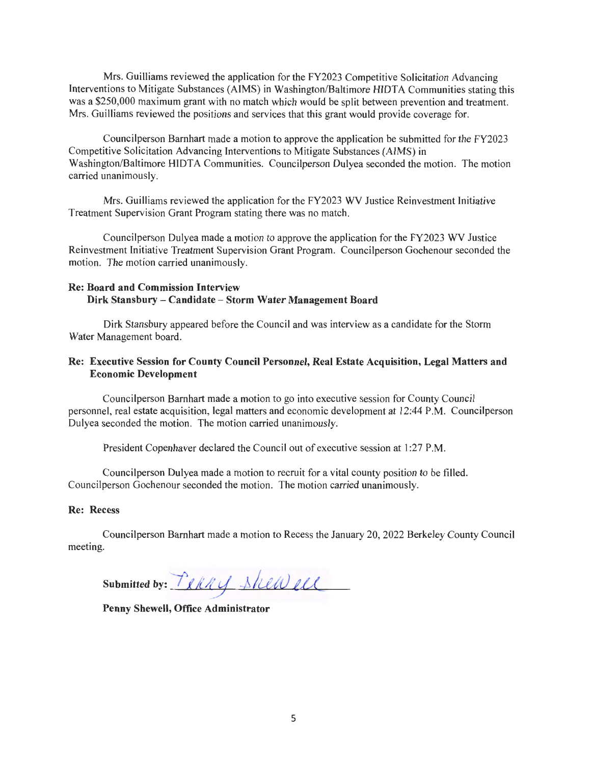Mrs. Guilliams reviewed the application for the FY2023 Competitive Solicitation Advancing Interventions to Mitigate Substances (AIMS) in Washington/Baltimore HIDTA Communities stating this was a $250,000 maximum grant with no match which would be split between prevention and treatment. Mrs. Guilliams reviewed the positions and services that this grant would provide coverage for.

Councilperson Barnhart made a motion to approve the application be submitted for the FY2023 Competitive Solicitation Advancing Interventions to Mitigate Substances (AIMS) in Washington/Baltimore HIDTA Communities. Councilperson Dulyea seconded the motion. The motion carried unanimously.

Mrs. Guilliams reviewed the application for the FY2023 WV Justice Reinvestment Initiative Treatment Supervision Grant Program stating there was no match.

Councilperson Dulyea made a motion to approve the application for the FY2023 WV Justice Reinvestment Initiative Treatment Supervision Grant Program. Councilperson Gochenour seconded the motion. The motion carried unanimously.

**Re: Board and Commission Interview**
**Dirk Stansbury – Candidate – Storm Water Management Board**

Dirk Stansbury appeared before the Council and was interview as a candidate for the Storm Water Management board.

**Re: Executive Session for County Council Personnel, Real Estate Acquisition, Legal Matters and Economic Development**

Councilperson Barnhart made a motion to go into executive session for County Council personnel, real estate acquisition, legal matters and economic development at 12:44 P.M. Councilperson Dulyea seconded the motion. The motion carried unanimously.

President Copenhaver declared the Council out of executive session at 1:27 P.M.

Councilperson Dulyea made a motion to recruit for a vital county position to be filled. Councilperson Gochenour seconded the motion. The motion carried unanimously.

**Re: Recess**

Councilperson Barnhart made a motion to Recess the January 20, 2022 Berkeley County Council meeting.

**Submitted by:** Penny Shewell

**Penny Shewell, Office Administrator**